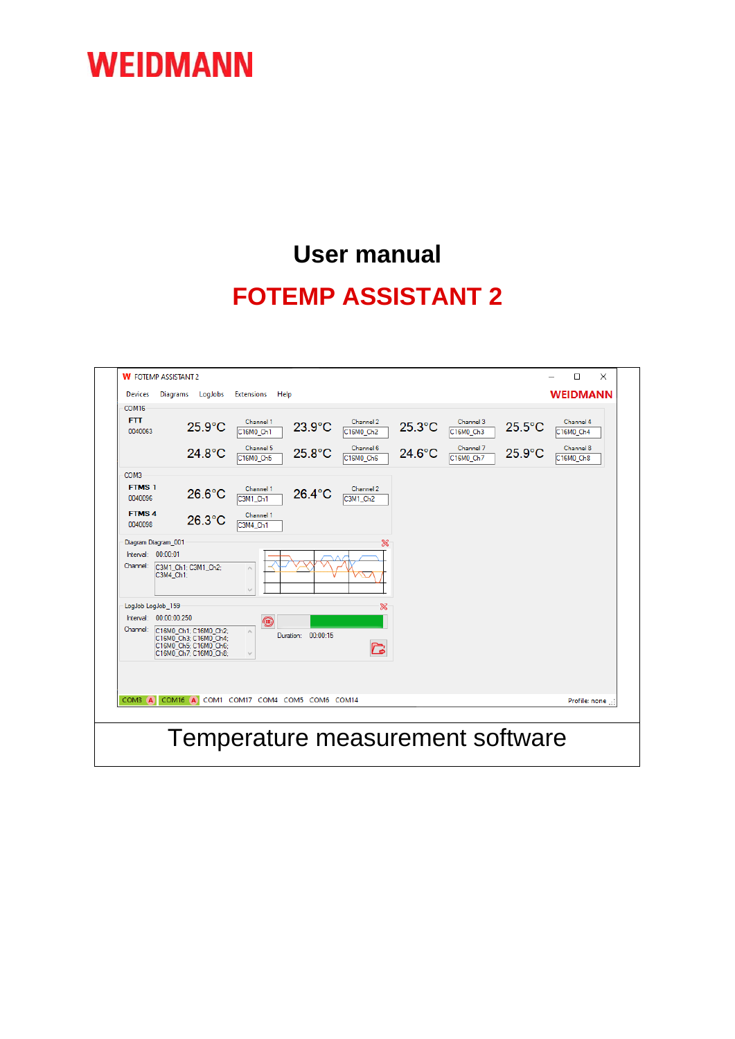WEIDMANN

# User manual

# FOTEMP ASSISTANT 2

Temperature measurement software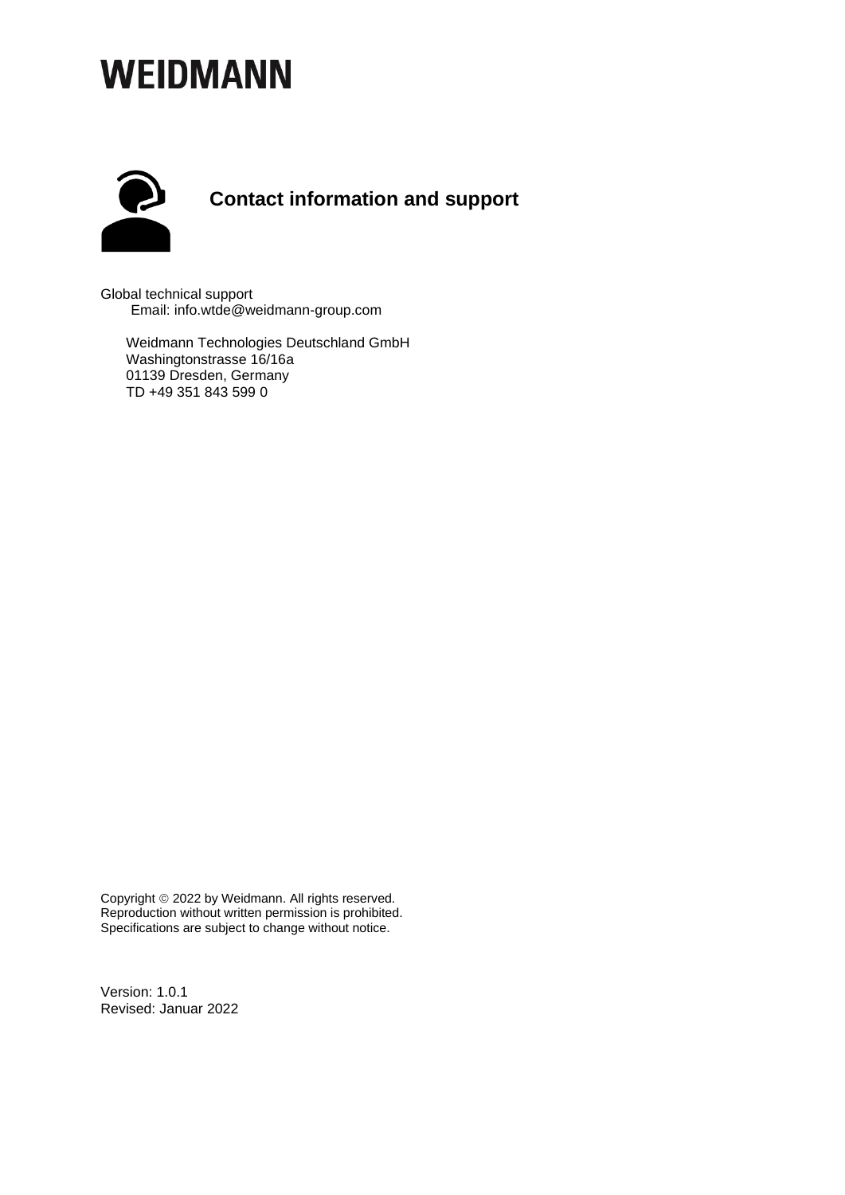# WEIDMANN

## Contact information and support

Global technical support
Email: info.wtde@weidmann-group.com

Weidmann Technologies Deutschland GmbH
Washingtonstrasse 16/16a
01139 Dresden, Germany
TD +49 351 843 599 0

Copyright © 2022 by Weidmann. All rights reserved.
Reproduction without written permission is prohibited.
Specifications are subject to change without notice.

Version: 1.0.1
Revised: Januar 2022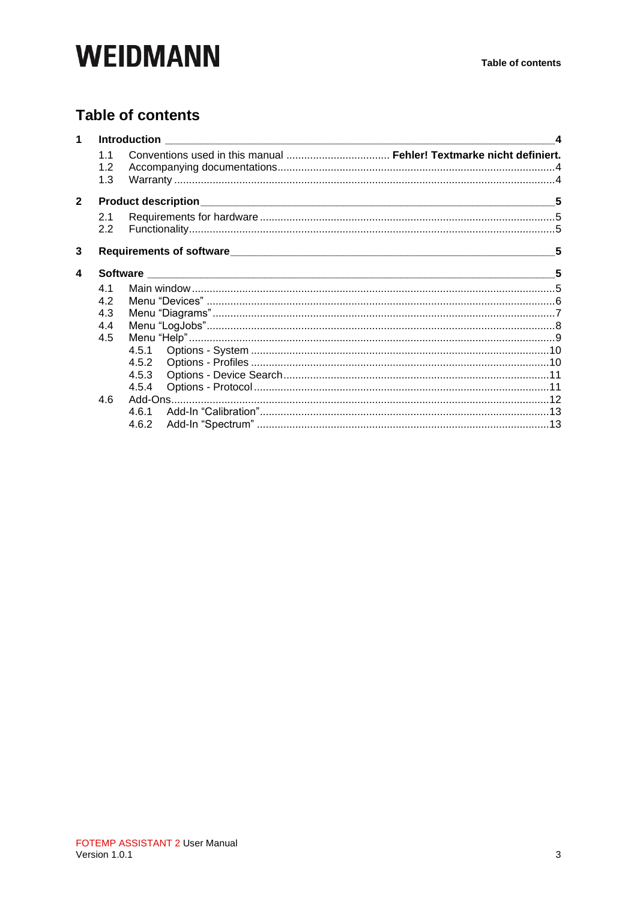# Table of contents

**1 Introduction** ..... **4**

- 1.1 Conventions used in this manual ..... **Fehler! Textmarke nicht definiert.**
- 1.2 Accompanying documentations ..... 4
- 1.3 Warranty ..... 4

**2 Product description** ..... **5**

- 2.1 Requirements for hardware ..... 5
- 2.2 Functionality ..... 5

**3 Requirements of software** ..... **5**

**4 Software** ..... **5**

- 4.1 Main window ..... 5
- 4.2 Menu “Devices” ..... 6
- 4.3 Menu “Diagrams” ..... 7
- 4.4 Menu “LogJobs” ..... 8
- 4.5 Menu “Help” ..... 9
  - 4.5.1 Options - System ..... 10
  - 4.5.2 Options - Profiles ..... 10
  - 4.5.3 Options - Device Search ..... 11
  - 4.5.4 Options - Protocol ..... 11
- 4.6 Add-Ons ..... 12
  - 4.6.1 Add-In “Calibration” ..... 13
  - 4.6.2 Add-In “Spectrum” ..... 13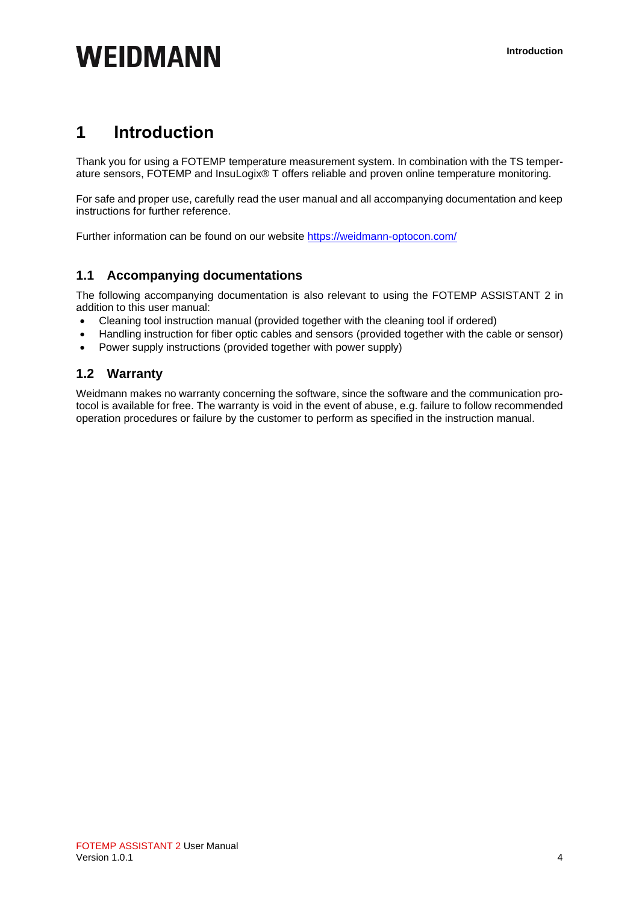# 1 Introduction

Thank you for using a FOTEMP temperature measurement system. In combination with the TS temperature sensors, FOTEMP and InsuLogix® T offers reliable and proven online temperature monitoring.

For safe and proper use, carefully read the user manual and all accompanying documentation and keep instructions for further reference.

Further information can be found on our website https://weidmann-optocon.com/

## 1.1 Accompanying documentations

The following accompanying documentation is also relevant to using the FOTEMP ASSISTANT 2 in addition to this user manual:

- Cleaning tool instruction manual (provided together with the cleaning tool if ordered)
- Handling instruction for fiber optic cables and sensors (provided together with the cable or sensor)
- Power supply instructions (provided together with power supply)

## 1.2 Warranty

Weidmann makes no warranty concerning the software, since the software and the communication protocol is available for free. The warranty is void in the event of abuse, e.g. failure to follow recommended operation procedures or failure by the customer to perform as specified in the instruction manual.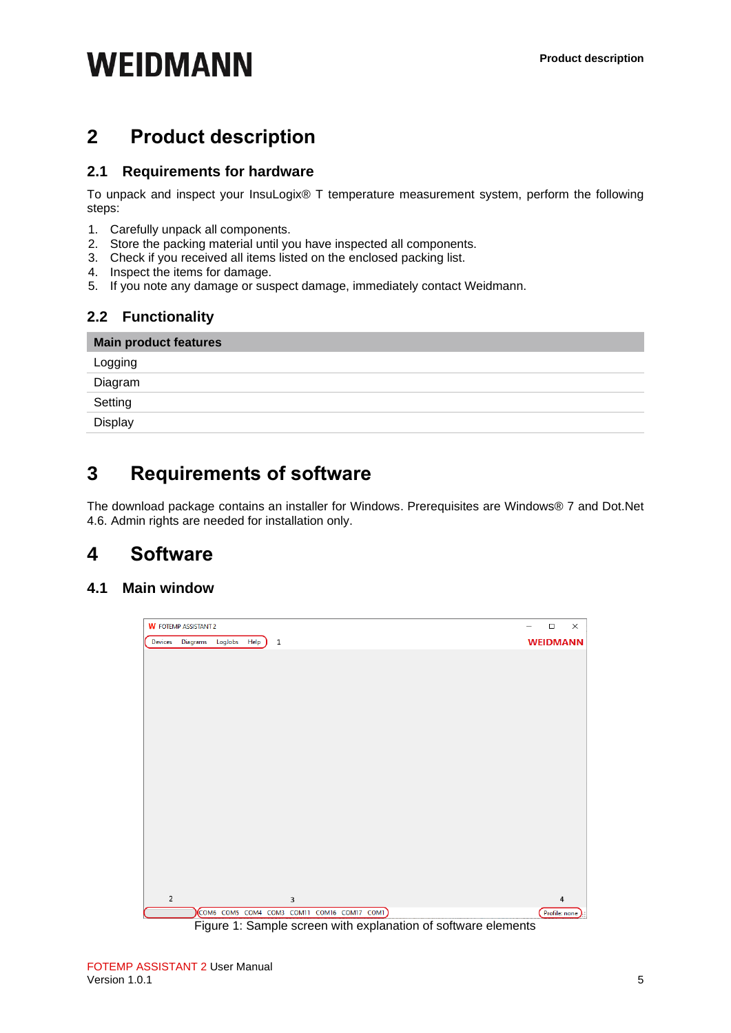# 2 Product description

## 2.1 Requirements for hardware

To unpack and inspect your InsuLogix® T temperature measurement system, perform the following steps:

1. Carefully unpack all components.
2. Store the packing material until you have inspected all components.
3. Check if you received all items listed on the enclosed packing list.
4. Inspect the items for damage.
5. If you note any damage or suspect damage, immediately contact Weidmann.

## 2.2 Functionality

| Main product features |
|---|
| Logging |
| Diagram |
| Setting |
| Display |

# 3 Requirements of software

The download package contains an installer for Windows. Prerequisites are Windows® 7 and Dot.Net 4.6. Admin rights are needed for installation only.

# 4 Software

## 4.1 Main window

Figure 1: Sample screen with explanation of software elements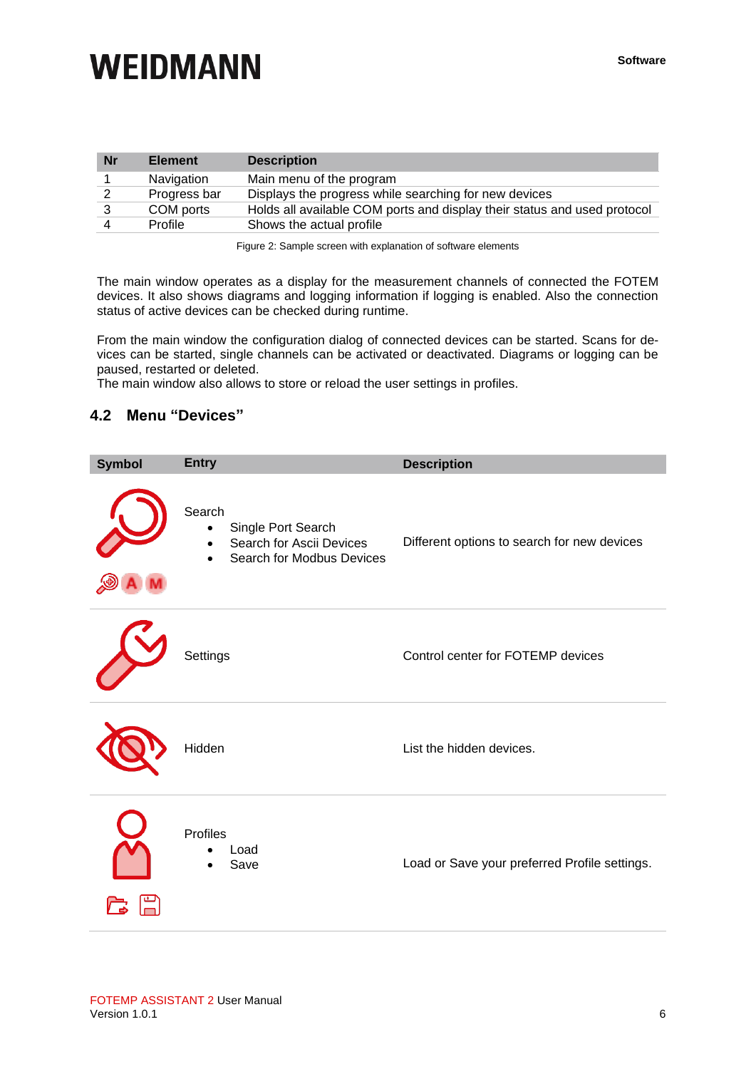| Nr | Element | Description |
|---|---|---|
| 1 | Navigation | Main menu of the program |
| 2 | Progress bar | Displays the progress while searching for new devices |
| 3 | COM ports | Holds all available COM ports and display their status and used protocol |
| 4 | Profile | Shows the actual profile |

Figure 2: Sample screen with explanation of software elements

The main window operates as a display for the measurement channels of connected the FOTEM devices. It also shows diagrams and logging information if logging is enabled. Also the connection status of active devices can be checked during runtime.

From the main window the configuration dialog of connected devices can be started. Scans for devices can be started, single channels can be activated or deactivated. Diagrams or logging can be paused, restarted or deleted.
The main window also allows to store or reload the user settings in profiles.

## 4.2 Menu "Devices"

| Symbol | Entry | Description |
|---|---|---|
| | Search<br>• Single Port Search<br>• Search for Ascii Devices<br>• Search for Modbus Devices | Different options to search for new devices |
| | Settings | Control center for FOTEMP devices |
| | Hidden | List the hidden devices. |
| | Profiles<br>• Load<br>• Save | Load or Save your preferred Profile settings. |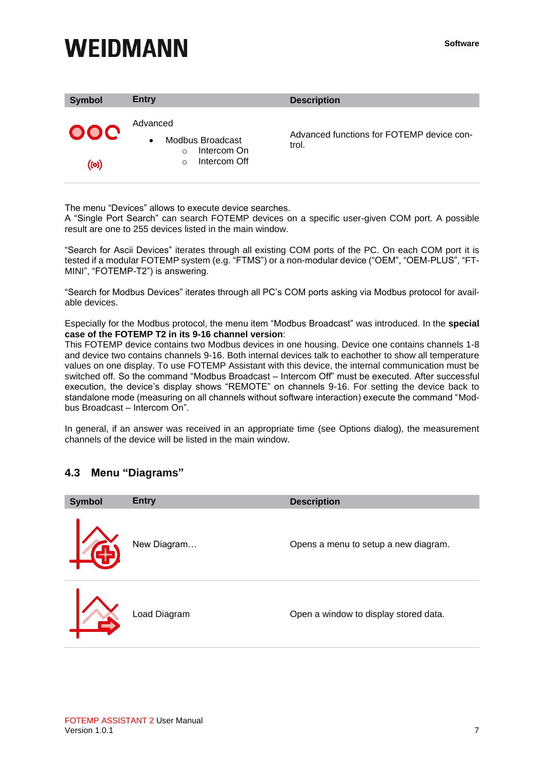| Symbol | Entry | Description |
|---|---|---|
| | Advanced<br>• Modbus Broadcast<br>  ○ Intercom On<br>  ○ Intercom Off | Advanced functions for FOTEMP device control. |

The menu "Devices" allows to execute device searches.
A "Single Port Search" can search FOTEMP devices on a specific user-given COM port. A possible result are one to 255 devices listed in the main window.

"Search for Ascii Devices" iterates through all existing COM ports of the PC. On each COM port it is tested if a modular FOTEMP system (e.g. "FTMS") or a non-modular device ("OEM", "OEM-PLUS", "FT-MINI", "FOTEMP-T2") is answering.

"Search for Modbus Devices" iterates through all PC's COM ports asking via Modbus protocol for available devices.

Especially for the Modbus protocol, the menu item "Modbus Broadcast" was introduced. In the **special case of the FOTEMP T2 in its 9-16 channel version**:
This FOTEMP device contains two Modbus devices in one housing. Device one contains channels 1-8 and device two contains channels 9-16. Both internal devices talk to eachother to show all temperature values on one display. To use FOTEMP Assistant with this device, the internal communication must be switched off. So the command "Modbus Broadcast – Intercom Off" must be executed. After successful execution, the device's display shows "REMOTE" on channels 9-16. For setting the device back to standalone mode (measuring on all channels without software interaction) execute the command "Modbus Broadcast – Intercom On".

In general, if an answer was received in an appropriate time (see Options dialog), the measurement channels of the device will be listed in the main window.

## 4.3 Menu "Diagrams"

| Symbol | Entry | Description |
|---|---|---|
| | New Diagram… | Opens a menu to setup a new diagram. |
| | Load Diagram | Open a window to display stored data. |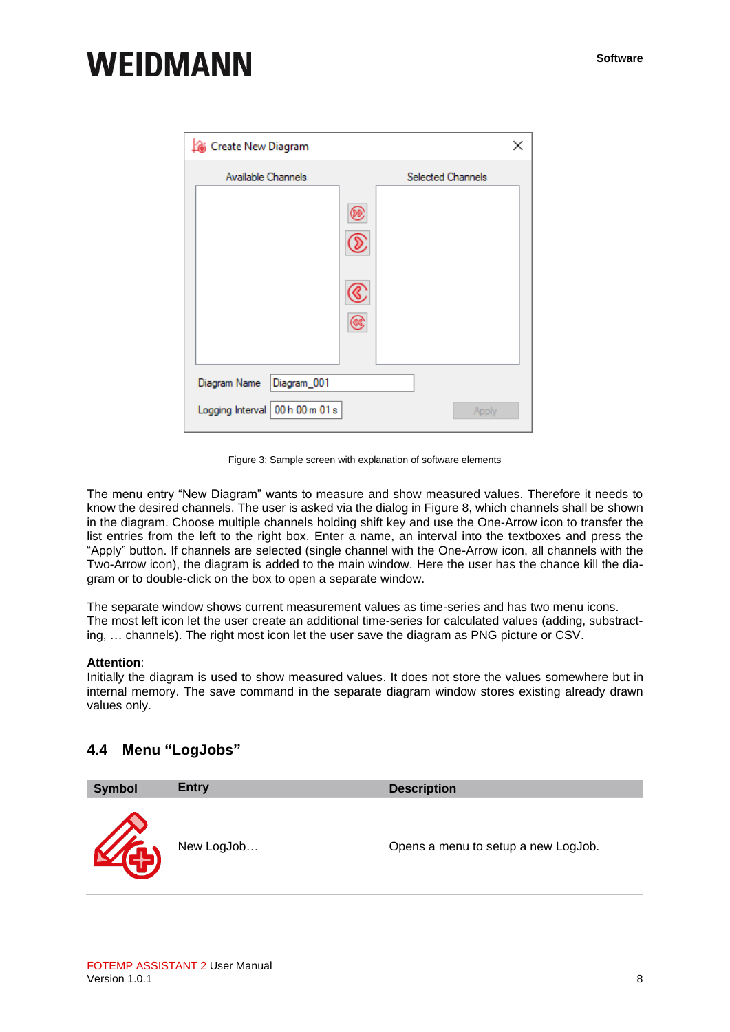Figure 3: Sample screen with explanation of software elements

The menu entry “New Diagram” wants to measure and show measured values. Therefore it needs to know the desired channels. The user is asked via the dialog in Figure 8, which channels shall be shown in the diagram. Choose multiple channels holding shift key and use the One-Arrow icon to transfer the list entries from the left to the right box. Enter a name, an interval into the textboxes and press the “Apply” button. If channels are selected (single channel with the One-Arrow icon, all channels with the Two-Arrow icon), the diagram is added to the main window. Here the user has the chance kill the diagram or to double-click on the box to open a separate window.

The separate window shows current measurement values as time-series and has two menu icons. The most left icon let the user create an additional time-series for calculated values (adding, substracting, … channels). The right most icon let the user save the diagram as PNG picture or CSV.

**Attention**:
Initially the diagram is used to show measured values. It does not store the values somewhere but in internal memory. The save command in the separate diagram window stores existing already drawn values only.

## 4.4 Menu “LogJobs”

| Symbol | Entry | Description |
|---|---|---|
| | New LogJob… | Opens a menu to setup a new LogJob. |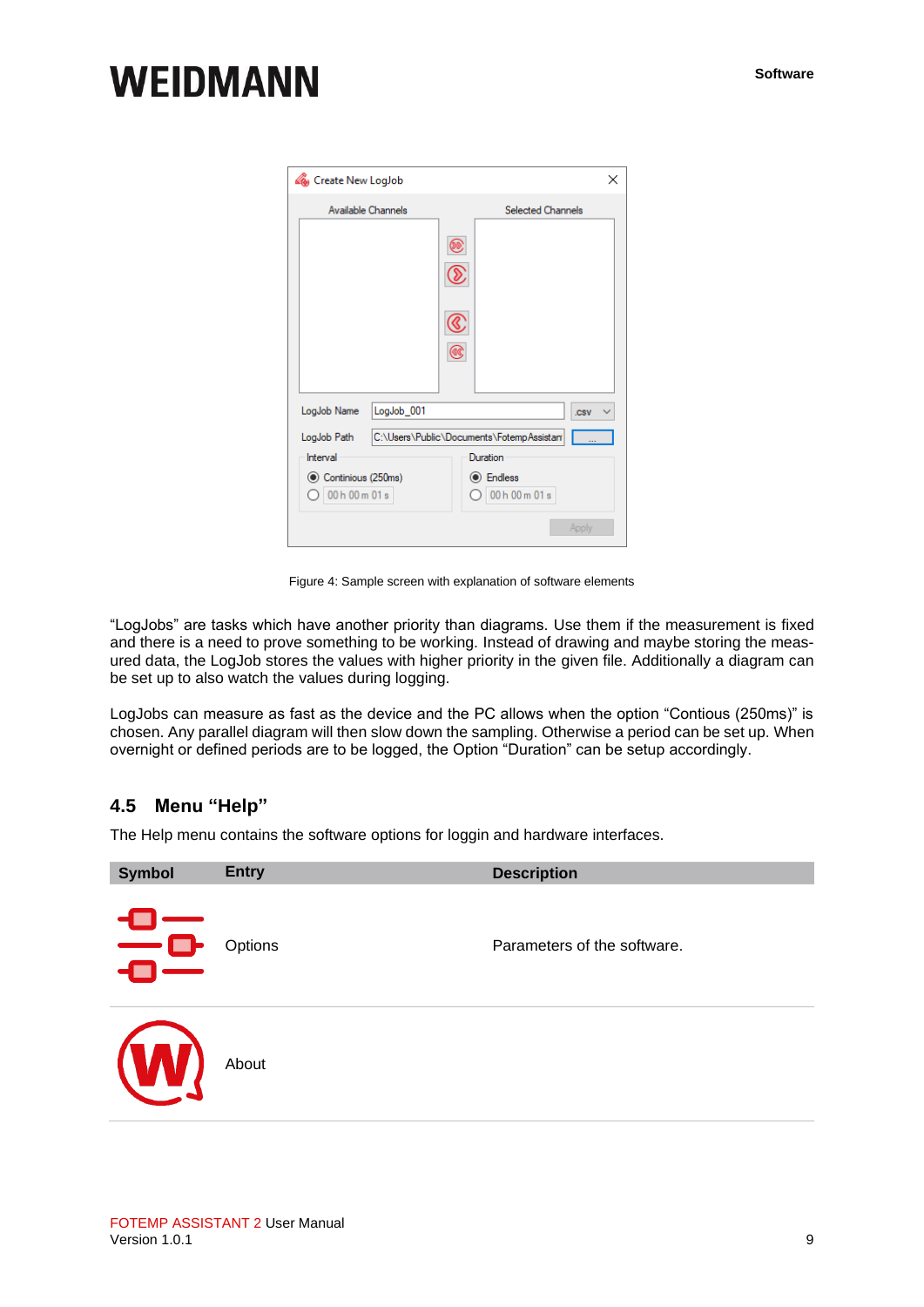Figure 4: Sample screen with explanation of software elements

“LogJobs” are tasks which have another priority than diagrams. Use them if the measurement is fixed and there is a need to prove something to be working. Instead of drawing and maybe storing the measured data, the LogJob stores the values with higher priority in the given file. Additionally a diagram can be set up to also watch the values during logging.

LogJobs can measure as fast as the device and the PC allows when the option “Contious (250ms)” is chosen. Any parallel diagram will then slow down the sampling. Otherwise a period can be set up. When overnight or defined periods are to be logged, the Option “Duration” can be setup accordingly.

## 4.5 Menu “Help”

The Help menu contains the software options for loggin and hardware interfaces.

| Symbol | Entry | Description |
|---|---|---|
| | Options | Parameters of the software. |
| | About | |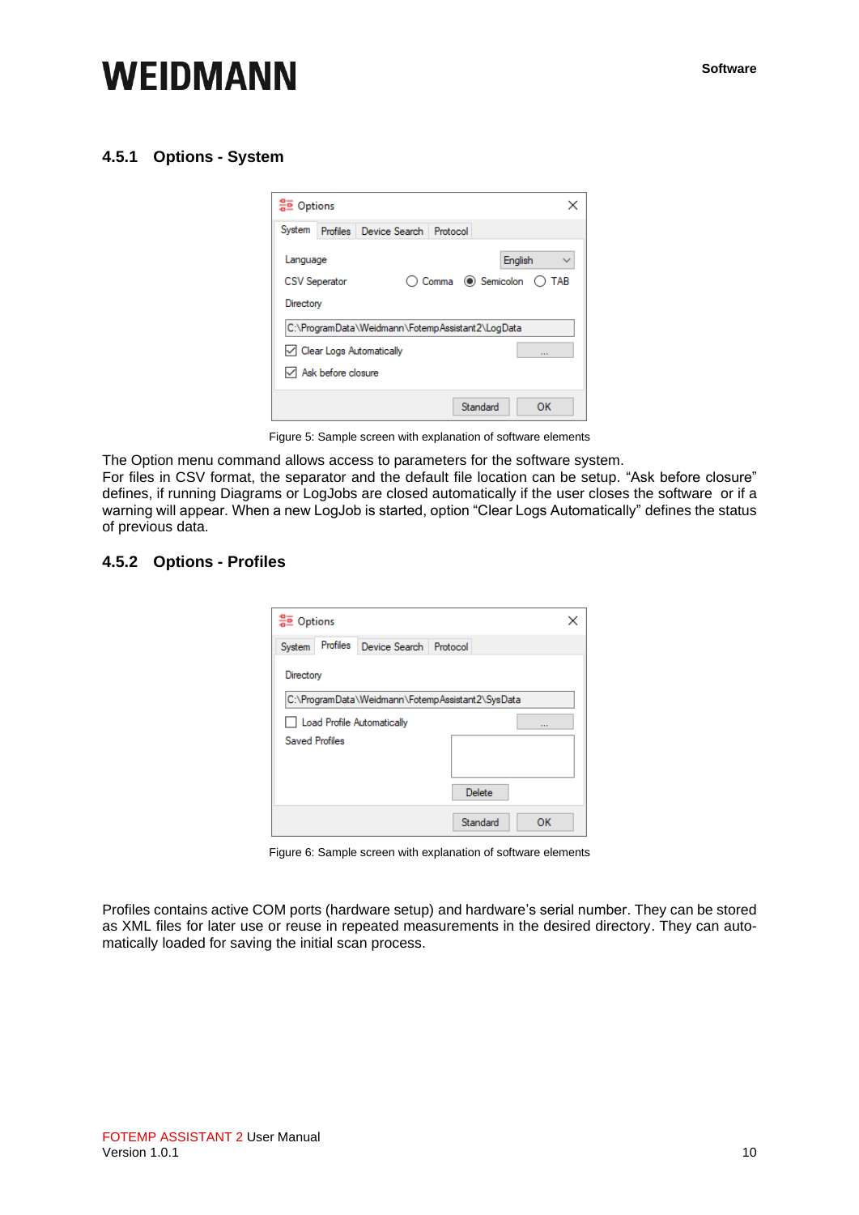### 4.5.1 Options - System

Figure 5: Sample screen with explanation of software elements

The Option menu command allows access to parameters for the software system.
For files in CSV format, the separator and the default file location can be setup. “Ask before closure” defines, if running Diagrams or LogJobs are closed automatically if the user closes the software or if a warning will appear. When a new LogJob is started, option “Clear Logs Automatically” defines the status of previous data.

### 4.5.2 Options - Profiles

Figure 6: Sample screen with explanation of software elements

Profiles contains active COM ports (hardware setup) and hardware’s serial number. They can be stored as XML files for later use or reuse in repeated measurements in the desired directory. They can automatically loaded for saving the initial scan process.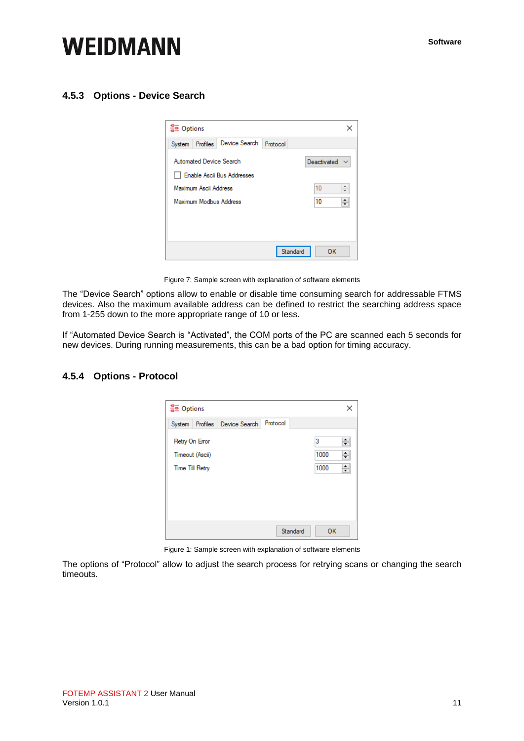### 4.5.3 Options - Device Search

Figure 7: Sample screen with explanation of software elements

The “Device Search” options allow to enable or disable time consuming search for addressable FTMS devices. Also the maximum available address can be defined to restrict the searching address space from 1-255 down to the more appropriate range of 10 or less.

If “Automated Device Search is “Activated”, the COM ports of the PC are scanned each 5 seconds for new devices. During running measurements, this can be a bad option for timing accuracy.

### 4.5.4 Options - Protocol

Figure 1: Sample screen with explanation of software elements

The options of “Protocol” allow to adjust the search process for retrying scans or changing the search timeouts.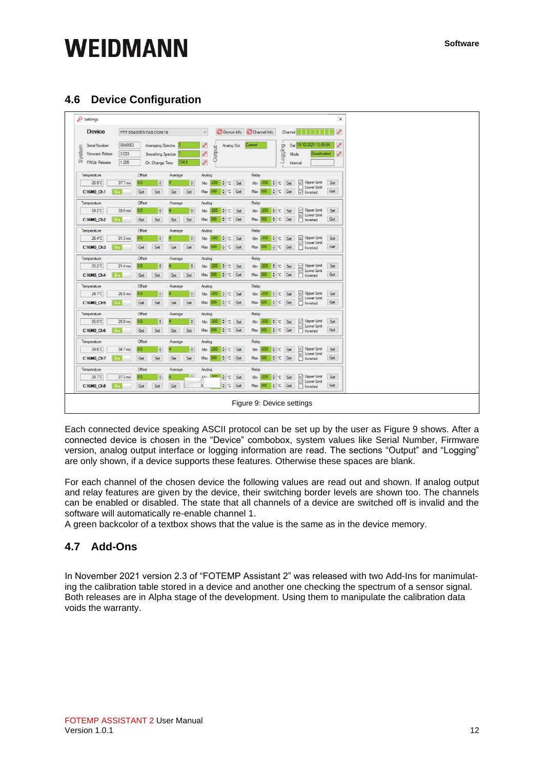## 4.6 Device Configuration

Figure 9: Device settings

Each connected device speaking ASCII protocol can be set up by the user as Figure 9 shows. After a connected device is chosen in the “Device” combobox, system values like Serial Number, Firmware version, analog output interface or logging information are read. The sections “Output” and “Logging” are only shown, if a device supports these features. Otherwise these spaces are blank.

For each channel of the chosen device the following values are read out and shown. If analog output and relay features are given by the device, their switching border levels are shown too. The channels can be enabled or disabled. The state that all channels of a device are switched off is invalid and the software will automatically re-enable channel 1.
A green backcolor of a textbox shows that the value is the same as in the device memory.

## 4.7 Add-Ons

In November 2021 version 2.3 of “FOTEMP Assistant 2” was released with two Add-Ins for manimulating the calibration table stored in a device and another one checking the spectrum of a sensor signal. Both releases are in Alpha stage of the development. Using them to manipulate the calibration data voids the warranty.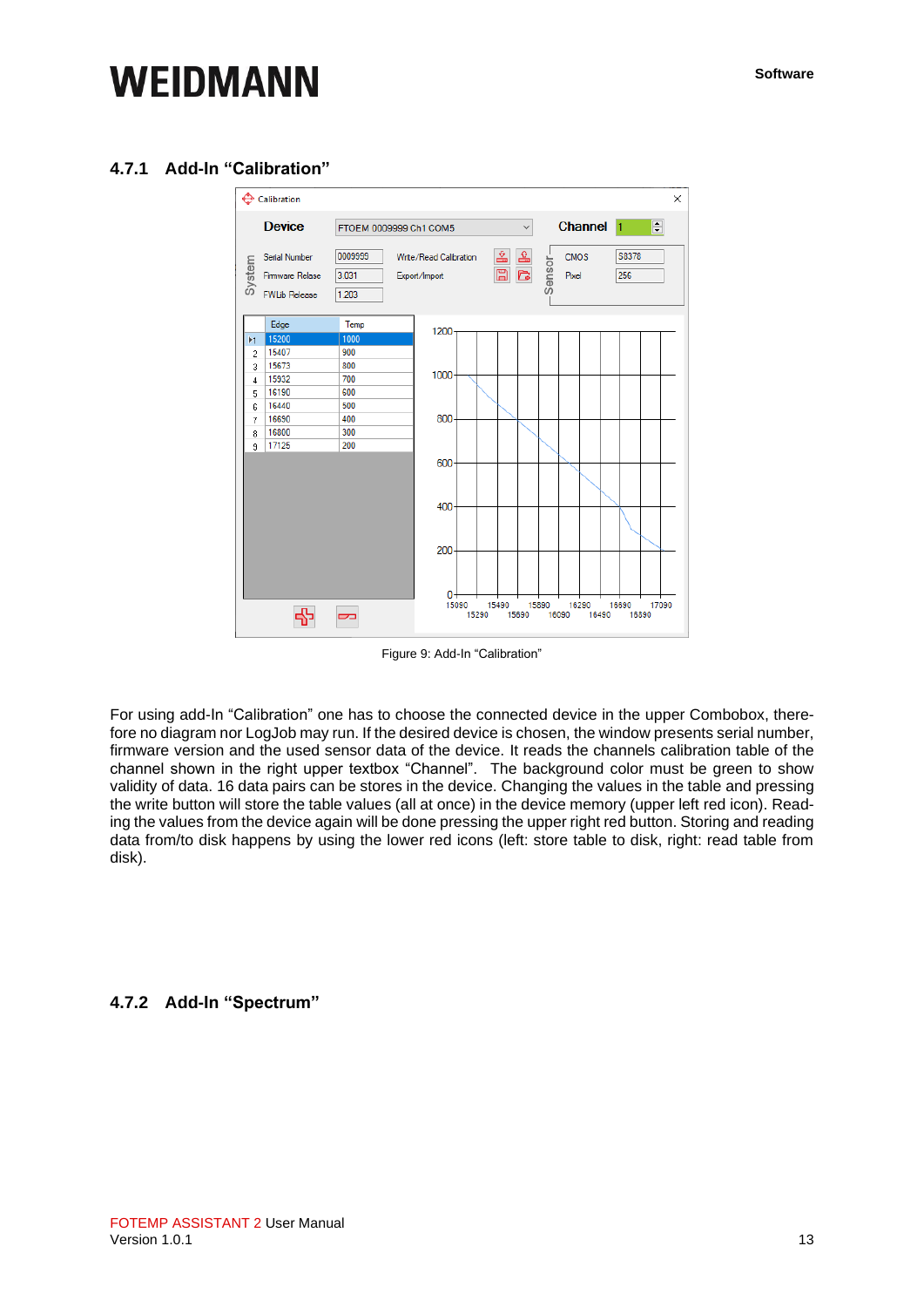### 4.7.1 Add-In "Calibration"

Figure 9: Add-In "Calibration"

For using add-In "Calibration" one has to choose the connected device in the upper Combobox, therefore no diagram nor LogJob may run. If the desired device is chosen, the window presents serial number, firmware version and the used sensor data of the device. It reads the channels calibration table of the channel shown in the right upper textbox "Channel". The background color must be green to show validity of data. 16 data pairs can be stores in the device. Changing the values in the table and pressing the write button will store the table values (all at once) in the device memory (upper left red icon). Reading the values from the device again will be done pressing the upper right red button. Storing and reading data from/to disk happens by using the lower red icons (left: store table to disk, right: read table from disk).

### 4.7.2 Add-In "Spectrum"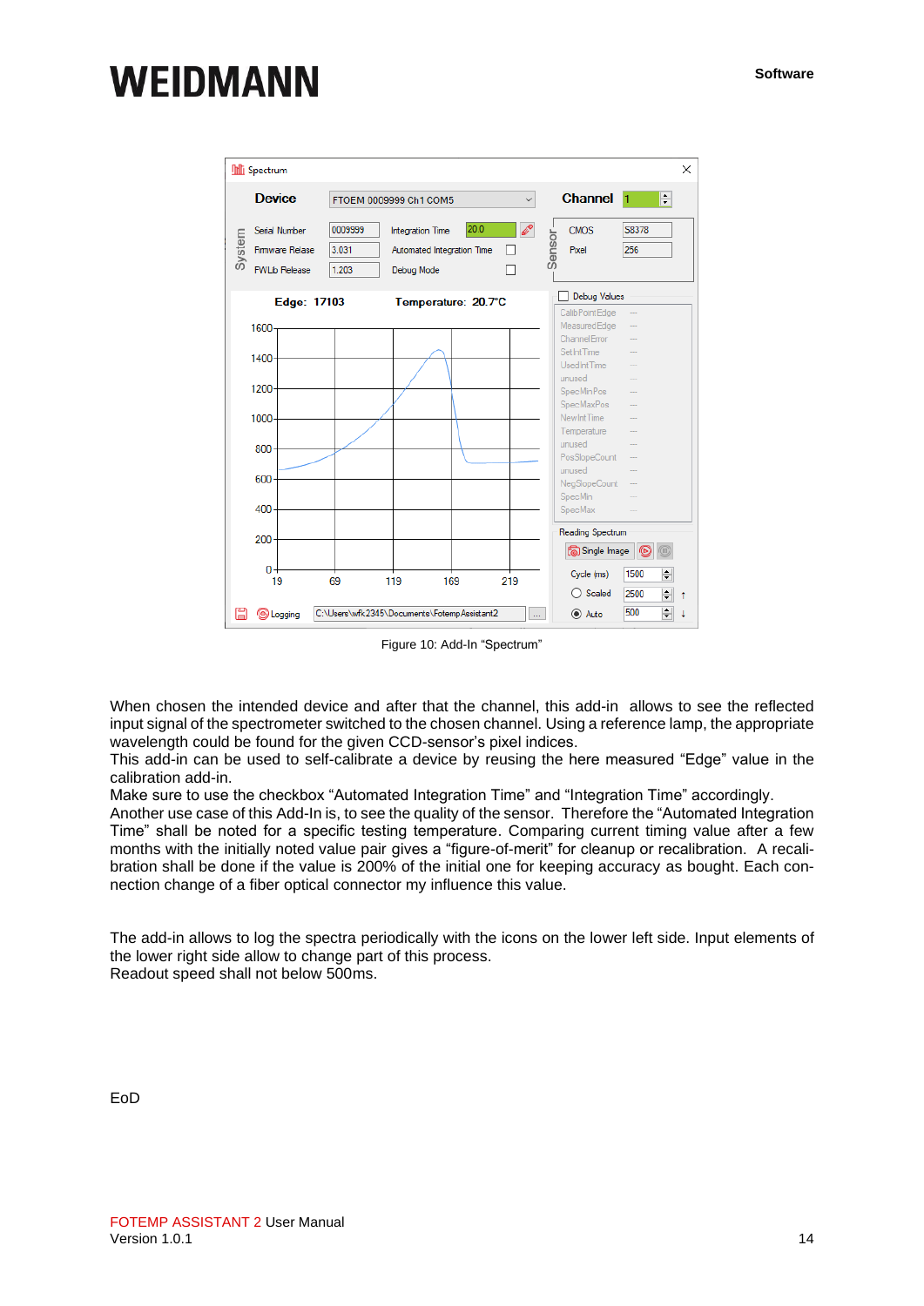Figure 10: Add-In “Spectrum”

When chosen the intended device and after that the channel, this add-in allows to see the reflected input signal of the spectrometer switched to the chosen channel. Using a reference lamp, the appropriate wavelength could be found for the given CCD-sensor’s pixel indices.
This add-in can be used to self-calibrate a device by reusing the here measured “Edge” value in the calibration add-in.
Make sure to use the checkbox “Automated Integration Time” and “Integration Time” accordingly.
Another use case of this Add-In is, to see the quality of the sensor. Therefore the “Automated Integration Time” shall be noted for a specific testing temperature. Comparing current timing value after a few months with the initially noted value pair gives a “figure-of-merit” for cleanup or recalibration. A recalibration shall be done if the value is 200% of the initial one for keeping accuracy as bought. Each connection change of a fiber optical connector my influence this value.

The add-in allows to log the spectra periodically with the icons on the lower left side. Input elements of the lower right side allow to change part of this process.
Readout speed shall not below 500ms.

EoD